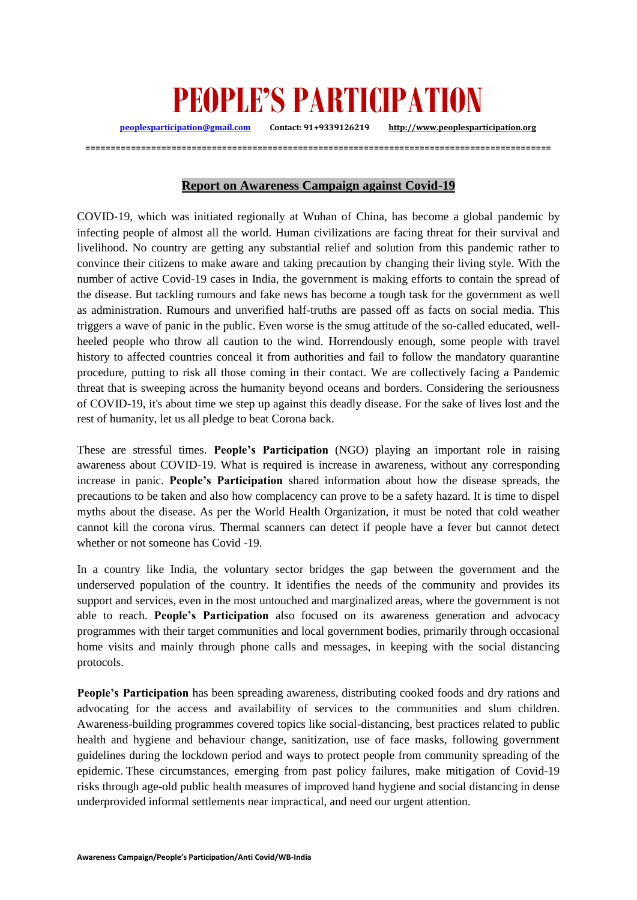# PEOPLE'S PARTICIPATION

peoplesparticipation@gmail.com Contact: 91+9339126219 http://www.peoplesparticipation.org

==========================================================================================

## Report on Awareness Campaign against Covid-19

COVID-19, which was initiated regionally at Wuhan of China, has become a global pandemic by infecting people of almost all the world. Human civilizations are facing threat for their survival and livelihood. No country are getting any substantial relief and solution from this pandemic rather to convince their citizens to make aware and taking precaution by changing their living style. With the number of active Covid-19 cases in India, the government is making efforts to contain the spread of the disease. But tackling rumours and fake news has become a tough task for the government as well as administration. Rumours and unverified half-truths are passed off as facts on social media. This triggers a wave of panic in the public. Even worse is the smug attitude of the so-called educated, well-heeled people who throw all caution to the wind. Horrendously enough, some people with travel history to affected countries conceal it from authorities and fail to follow the mandatory quarantine procedure, putting to risk all those coming in their contact. We are collectively facing a Pandemic threat that is sweeping across the humanity beyond oceans and borders. Considering the seriousness of COVID-19, it's about time we step up against this deadly disease. For the sake of lives lost and the rest of humanity, let us all pledge to beat Corona back.

These are stressful times. **People's Participation** (NGO) playing an important role in raising awareness about COVID-19. What is required is increase in awareness, without any corresponding increase in panic. **People's Participation** shared information about how the disease spreads, the precautions to be taken and also how complacency can prove to be a safety hazard. It is time to dispel myths about the disease. As per the World Health Organization, it must be noted that cold weather cannot kill the corona virus. Thermal scanners can detect if people have a fever but cannot detect whether or not someone has Covid -19.

In a country like India, the voluntary sector bridges the gap between the government and the underserved population of the country. It identifies the needs of the community and provides its support and services, even in the most untouched and marginalized areas, where the government is not able to reach. **People's Participation** also focused on its awareness generation and advocacy programmes with their target communities and local government bodies, primarily through occasional home visits and mainly through phone calls and messages, in keeping with the social distancing protocols.

**People's Participation** has been spreading awareness, distributing cooked foods and dry rations and advocating for the access and availability of services to the communities and slum children. Awareness-building programmes covered topics like social-distancing, best practices related to public health and hygiene and behaviour change, sanitization, use of face masks, following government guidelines during the lockdown period and ways to protect people from community spreading of the epidemic. These circumstances, emerging from past policy failures, make mitigation of Covid-19 risks through age-old public health measures of improved hand hygiene and social distancing in dense underprovided informal settlements near impractical, and need our urgent attention.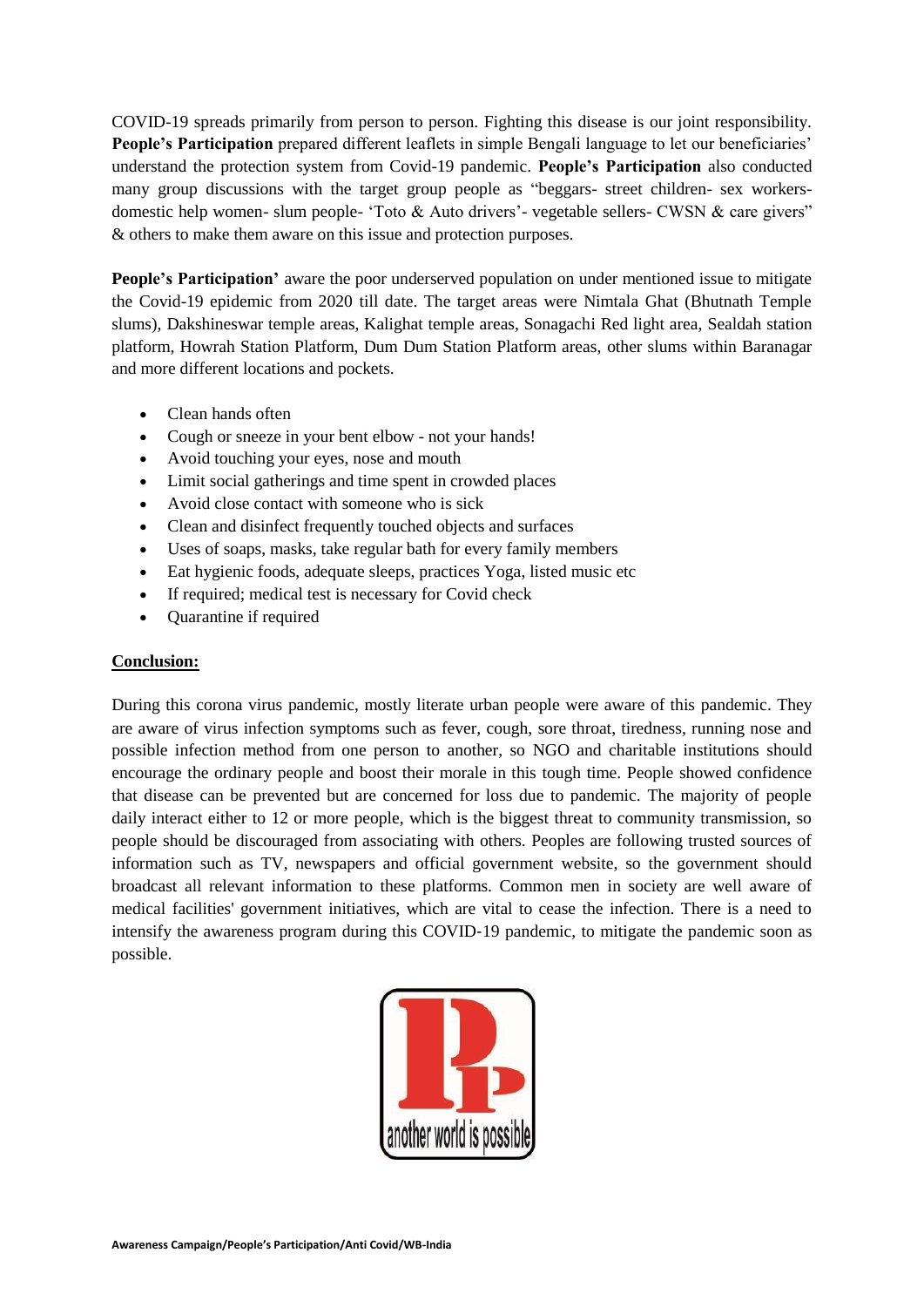COVID-19 spreads primarily from person to person. Fighting this disease is our joint responsibility. **People's Participation** prepared different leaflets in simple Bengali language to let our beneficiaries' understand the protection system from Covid-19 pandemic. **People's Participation** also conducted many group discussions with the target group people as "beggars- street children- sex workers- domestic help women- slum people- 'Toto & Auto drivers'- vegetable sellers- CWSN & care givers" & others to make them aware on this issue and protection purposes.

**People's Participation'** aware the poor underserved population on under mentioned issue to mitigate the Covid-19 epidemic from 2020 till date. The target areas were Nimtala Ghat (Bhutnath Temple slums), Dakshineswar temple areas, Kalighat temple areas, Sonagachi Red light area, Sealdah station platform, Howrah Station Platform, Dum Dum Station Platform areas, other slums within Baranagar and more different locations and pockets.

- Clean hands often
- Cough or sneeze in your bent elbow - not your hands!
- Avoid touching your eyes, nose and mouth
- Limit social gatherings and time spent in crowded places
- Avoid close contact with someone who is sick
- Clean and disinfect frequently touched objects and surfaces
- Uses of soaps, masks, take regular bath for every family members
- Eat hygienic foods, adequate sleeps, practices Yoga, listed music etc
- If required; medical test is necessary for Covid check
- Quarantine if required

**Conclusion:**

During this corona virus pandemic, mostly literate urban people were aware of this pandemic. They are aware of virus infection symptoms such as fever, cough, sore throat, tiredness, running nose and possible infection method from one person to another, so NGO and charitable institutions should encourage the ordinary people and boost their morale in this tough time. People showed confidence that disease can be prevented but are concerned for loss due to pandemic. The majority of people daily interact either to 12 or more people, which is the biggest threat to community transmission, so people should be discouraged from associating with others. Peoples are following trusted sources of information such as TV, newspapers and official government website, so the government should broadcast all relevant information to these platforms. Common men in society are well aware of medical facilities' government initiatives, which are vital to cease the infection. There is a need to intensify the awareness program during this COVID-19 pandemic, to mitigate the pandemic soon as possible.

another world is possible